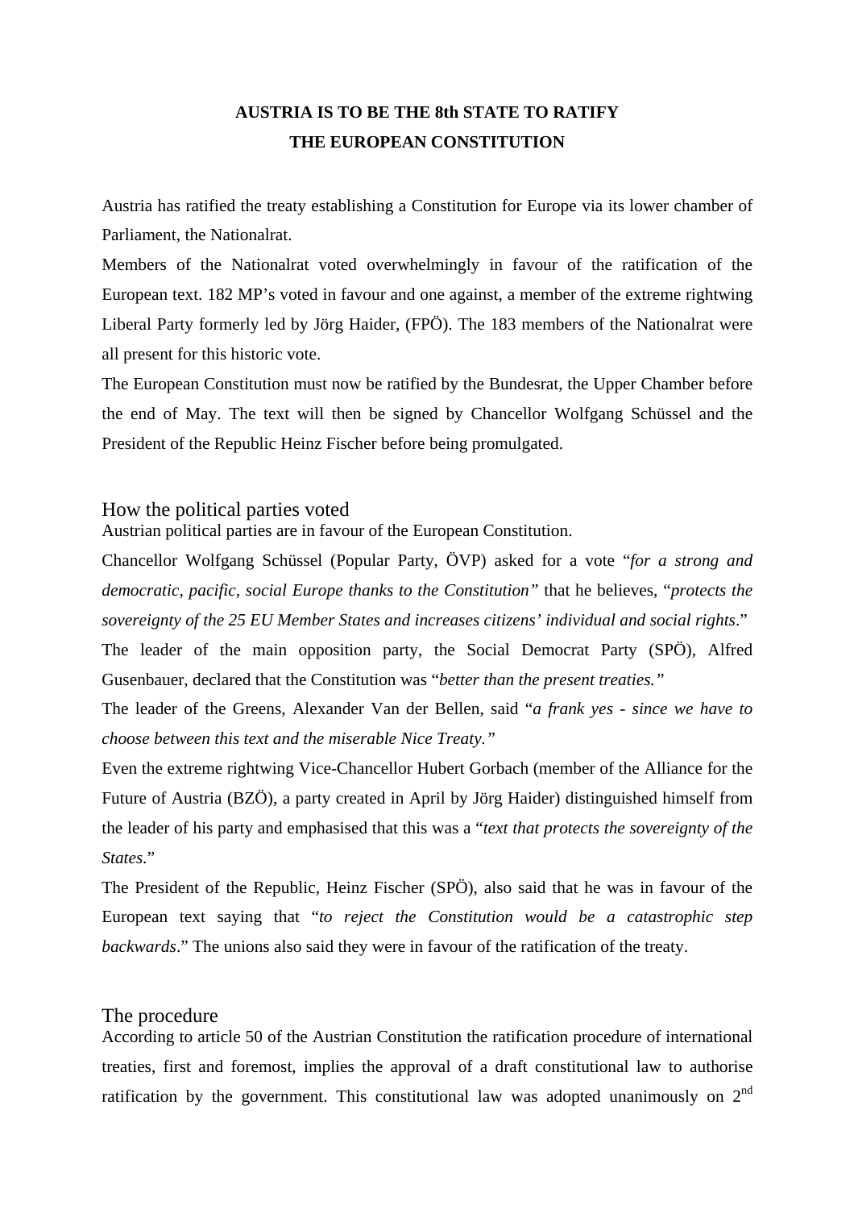# AUSTRIA IS TO BE THE 8th STATE TO RATIFY THE EUROPEAN CONSTITUTION

Austria has ratified the treaty establishing a Constitution for Europe via its lower chamber of Parliament, the Nationalrat.

Members of the Nationalrat voted overwhelmingly in favour of the ratification of the European text. 182 MP's voted in favour and one against, a member of the extreme rightwing Liberal Party formerly led by Jörg Haider, (FPÖ). The 183 members of the Nationalrat were all present for this historic vote.

The European Constitution must now be ratified by the Bundesrat, the Upper Chamber before the end of May. The text will then be signed by Chancellor Wolfgang Schüssel and the President of the Republic Heinz Fischer before being promulgated.

## How the political parties voted

Austrian political parties are in favour of the European Constitution.

Chancellor Wolfgang Schüssel (Popular Party, ÖVP) asked for a vote "*for a strong and democratic, pacific, social Europe thanks to the Constitution"* that he believes, "*protects the sovereignty of the 25 EU Member States and increases citizens' individual and social rights*."

The leader of the main opposition party, the Social Democrat Party (SPÖ), Alfred Gusenbauer, declared that the Constitution was "*better than the present treaties."*

The leader of the Greens, Alexander Van der Bellen, said "*a frank yes - since we have to choose between this text and the miserable Nice Treaty."*

Even the extreme rightwing Vice-Chancellor Hubert Gorbach (member of the Alliance for the Future of Austria (BZÖ), a party created in April by Jörg Haider) distinguished himself from the leader of his party and emphasised that this was a "*text that protects the sovereignty of the States.*"

The President of the Republic, Heinz Fischer (SPÖ), also said that he was in favour of the European text saying that "*to reject the Constitution would be a catastrophic step backwards*." The unions also said they were in favour of the ratification of the treaty.

## The procedure

According to article 50 of the Austrian Constitution the ratification procedure of international treaties, first and foremost, implies the approval of a draft constitutional law to authorise ratification by the government. This constitutional law was adopted unanimously on 2nd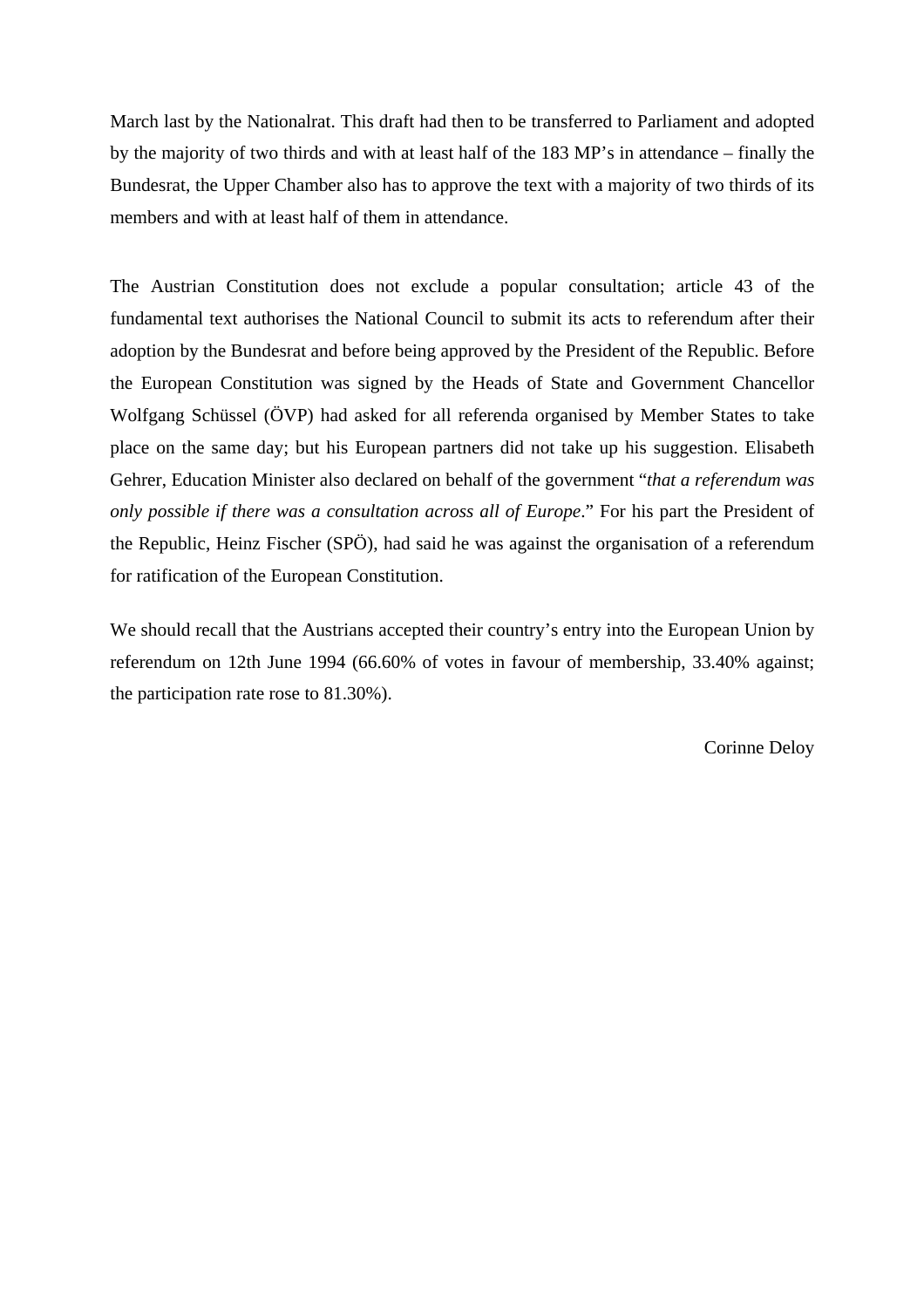March last by the Nationalrat. This draft had then to be transferred to Parliament and adopted by the majority of two thirds and with at least half of the 183 MP's in attendance – finally the Bundesrat, the Upper Chamber also has to approve the text with a majority of two thirds of its members and with at least half of them in attendance.

The Austrian Constitution does not exclude a popular consultation; article 43 of the fundamental text authorises the National Council to submit its acts to referendum after their adoption by the Bundesrat and before being approved by the President of the Republic. Before the European Constitution was signed by the Heads of State and Government Chancellor Wolfgang Schüssel (ÖVP) had asked for all referenda organised by Member States to take place on the same day; but his European partners did not take up his suggestion. Elisabeth Gehrer, Education Minister also declared on behalf of the government "*that a referendum was only possible if there was a consultation across all of Europe*." For his part the President of the Republic, Heinz Fischer (SPÖ), had said he was against the organisation of a referendum for ratification of the European Constitution.

We should recall that the Austrians accepted their country's entry into the European Union by referendum on 12th June 1994 (66.60% of votes in favour of membership, 33.40% against; the participation rate rose to 81.30%).

Corinne Deloy